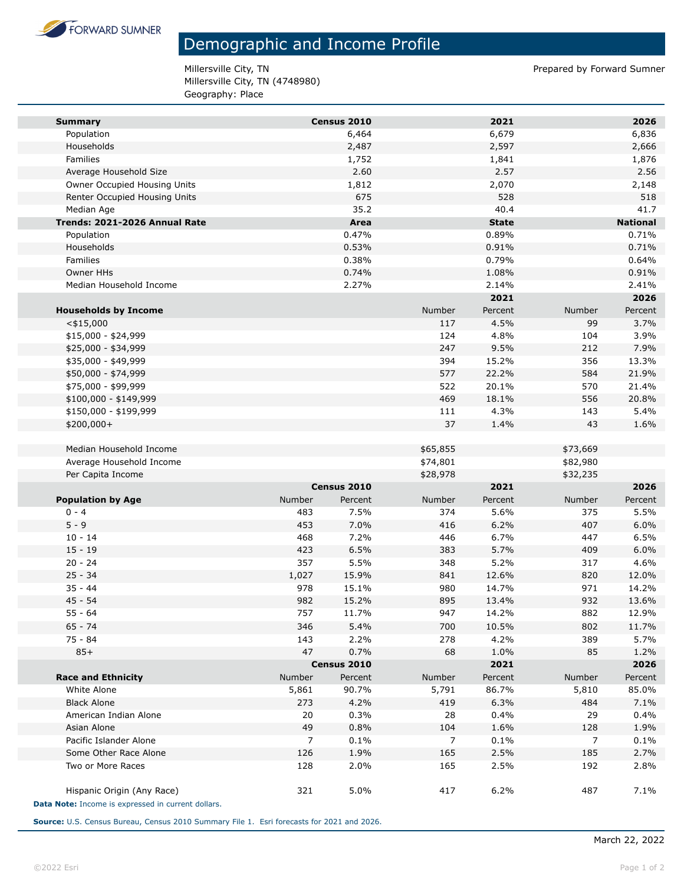FORWARD SUMNER

# Demographic and Income Profile

Millersville City, TN
Millersville City, TN (4748980)
Geography: Place

Prepared by Forward Sumner

| **Summary** | **Census 2010** | **2021** | **2026** |
|---|---|---|---|
| Population | 6,464 | 6,679 | 6,836 |
| Households | 2,487 | 2,597 | 2,666 |
| Families | 1,752 | 1,841 | 1,876 |
| Average Household Size | 2.60 | 2.57 | 2.56 |
| Owner Occupied Housing Units | 1,812 | 2,070 | 2,148 |
| Renter Occupied Housing Units | 675 | 528 | 518 |
| Median Age | 35.2 | 40.4 | 41.7 |

| **Trends: 2021-2026 Annual Rate** | **Area** | **State** | **National** |
|---|---|---|---|
| Population | 0.47% | 0.89% | 0.71% |
| Households | 0.53% | 0.91% | 0.71% |
| Families | 0.38% | 0.79% | 0.64% |
| Owner HHs | 0.74% | 1.08% | 0.91% |
| Median Household Income | 2.27% | 2.14% | 2.41% |

| | **2021** | | **2026** | |
|---|---|---|---|---|
| **Households by Income** | Number | Percent | Number | Percent |
| <$15,000 | 117 | 4.5% | 99 | 3.7% |
| $15,000 - $24,999 | 124 | 4.8% | 104 | 3.9% |
| $25,000 - $34,999 | 247 | 9.5% | 212 | 7.9% |
| $35,000 - $49,999 | 394 | 15.2% | 356 | 13.3% |
| $50,000 - $74,999 | 577 | 22.2% | 584 | 21.9% |
| $75,000 - $99,999 | 522 | 20.1% | 570 | 21.4% |
| $100,000 - $149,999 | 469 | 18.1% | 556 | 20.8% |
| $150,000 - $199,999 | 111 | 4.3% | 143 | 5.4% |
| $200,000+ | 37 | 1.4% | 43 | 1.6% |
| | | | | |
| Median Household Income | $65,855 | | $73,669 | |
| Average Household Income | $74,801 | | $82,980 | |
| Per Capita Income | $28,978 | | $32,235 | |

| | **Census 2010** | | **2021** | | **2026** | |
|---|---|---|---|---|---|---|
| **Population by Age** | Number | Percent | Number | Percent | Number | Percent |
| 0 - 4 | 483 | 7.5% | 374 | 5.6% | 375 | 5.5% |
| 5 - 9 | 453 | 7.0% | 416 | 6.2% | 407 | 6.0% |
| 10 - 14 | 468 | 7.2% | 446 | 6.7% | 447 | 6.5% |
| 15 - 19 | 423 | 6.5% | 383 | 5.7% | 409 | 6.0% |
| 20 - 24 | 357 | 5.5% | 348 | 5.2% | 317 | 4.6% |
| 25 - 34 | 1,027 | 15.9% | 841 | 12.6% | 820 | 12.0% |
| 35 - 44 | 978 | 15.1% | 980 | 14.7% | 971 | 14.2% |
| 45 - 54 | 982 | 15.2% | 895 | 13.4% | 932 | 13.6% |
| 55 - 64 | 757 | 11.7% | 947 | 14.2% | 882 | 12.9% |
| 65 - 74 | 346 | 5.4% | 700 | 10.5% | 802 | 11.7% |
| 75 - 84 | 143 | 2.2% | 278 | 4.2% | 389 | 5.7% |
| 85+ | 47 | 0.7% | 68 | 1.0% | 85 | 1.2% |

| | **Census 2010** | | **2021** | | **2026** | |
|---|---|---|---|---|---|---|
| **Race and Ethnicity** | Number | Percent | Number | Percent | Number | Percent |
| White Alone | 5,861 | 90.7% | 5,791 | 86.7% | 5,810 | 85.0% |
| Black Alone | 273 | 4.2% | 419 | 6.3% | 484 | 7.1% |
| American Indian Alone | 20 | 0.3% | 28 | 0.4% | 29 | 0.4% |
| Asian Alone | 49 | 0.8% | 104 | 1.6% | 128 | 1.9% |
| Pacific Islander Alone | 7 | 0.1% | 7 | 0.1% | 7 | 0.1% |
| Some Other Race Alone | 126 | 1.9% | 165 | 2.5% | 185 | 2.7% |
| Two or More Races | 128 | 2.0% | 165 | 2.5% | 192 | 2.8% |
| | | | | | | |
| Hispanic Origin (Any Race) | 321 | 5.0% | 417 | 6.2% | 487 | 7.1% |

**Data Note:** Income is expressed in current dollars.

**Source:** U.S. Census Bureau, Census 2010 Summary File 1. Esri forecasts for 2021 and 2026.

March 22, 2022

©2022 Esri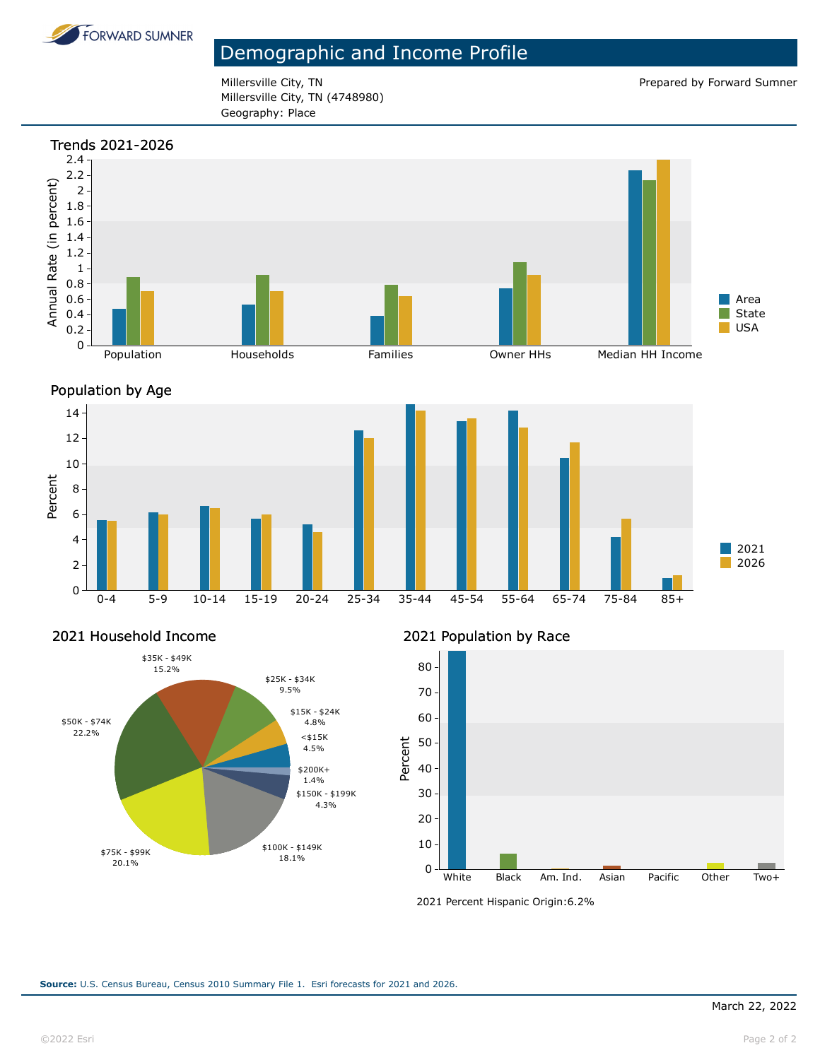# Demographic and Income Profile

Millersville City, TN
Millersville City, TN (4748980)
Geography: Place

Prepared by Forward Sumner

## Trends 2021-2026

Annual Rate (in percent)

2.4
2.2
2
1.8
1.6
1.4
1.2
1
0.8
0.6
0.4
0.2
0

Population
Households
Families
Owner HHs
Median HH Income

Area
State
USA

## Population by Age

Percent

14
12
10
8
6
4
2
0

0-4
5-9
10-14
15-19
20-24
25-34
35-44
45-54
55-64
65-74
75-84
85+

2021
2026

## 2021 Household Income

$35K - $49K
15.2%

$25K - $34K
9.5%

$15K - $24K
4.8%

<$15K
4.5%

$200K+
1.4%

$150K - $199K
4.3%

$100K - $149K
18.1%

$75K - $99K
20.1%

$50K - $74K
22.2%

## 2021 Population by Race

Percent

80
70
60
50
40
30
20
10
0

White
Black
Am. Ind.
Asian
Pacific
Other
Two+

2021 Percent Hispanic Origin:6.2%

**Source:** U.S. Census Bureau, Census 2010 Summary File 1. Esri forecasts for 2021 and 2026.

March 22, 2022

©2022 Esri